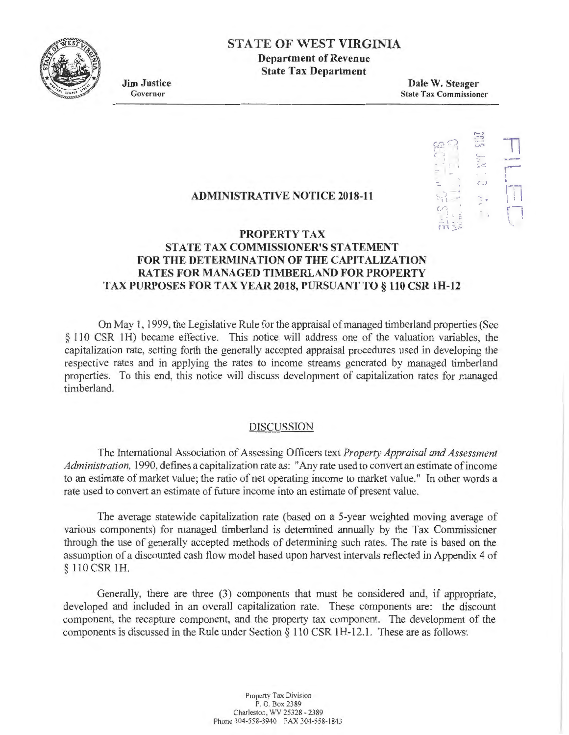# STATE OF WEST VIRGINIA

**Department of Revenue**
**State Tax Department**

**Jim Justice**
Governor

**Dale W. Steager**
State Tax Commissioner

## ADMINISTRATIVE NOTICE 2018-11

## PROPERTY TAX
## STATE TAX COMMISSIONER'S STATEMENT FOR THE DETERMINATION OF THE CAPITALIZATION RATES FOR MANAGED TIMBERLAND FOR PROPERTY TAX PURPOSES FOR TAX YEAR 2018, PURSUANT TO § 110 CSR 1H-12

On May 1, 1999, the Legislative Rule for the appraisal of managed timberland properties (See § 110 CSR 1H) became effective. This notice will address one of the valuation variables, the capitalization rate, setting forth the generally accepted appraisal procedures used in developing the respective rates and in applying the rates to income streams generated by managed timberland properties. To this end, this notice will discuss development of capitalization rates for managed timberland.

### DISCUSSION

The International Association of Assessing Officers text *Property Appraisal and Assessment Administration,* 1990, defines a capitalization rate as: "Any rate used to convert an estimate of income to an estimate of market value; the ratio of net operating income to market value." In other words a rate used to convert an estimate of future income into an estimate of present value.

The average statewide capitalization rate (based on a 5-year weighted moving average of various components) for managed timberland is determined annually by the Tax Commissioner through the use of generally accepted methods of determining such rates. The rate is based on the assumption of a discounted cash flow model based upon harvest intervals reflected in Appendix 4 of § 110 CSR 1H.

Generally, there are three (3) components that must be considered and, if appropriate, developed and included in an overall capitalization rate. These components are: the discount component, the recapture component, and the property tax component. The development of the components is discussed in the Rule under Section § 110 CSR 1H-12.1. These are as follows:

Property Tax Division
P. O. Box 2389
Charleston, WV 25328 - 2389
Phone 304-558-3940 FAX 304-558-1843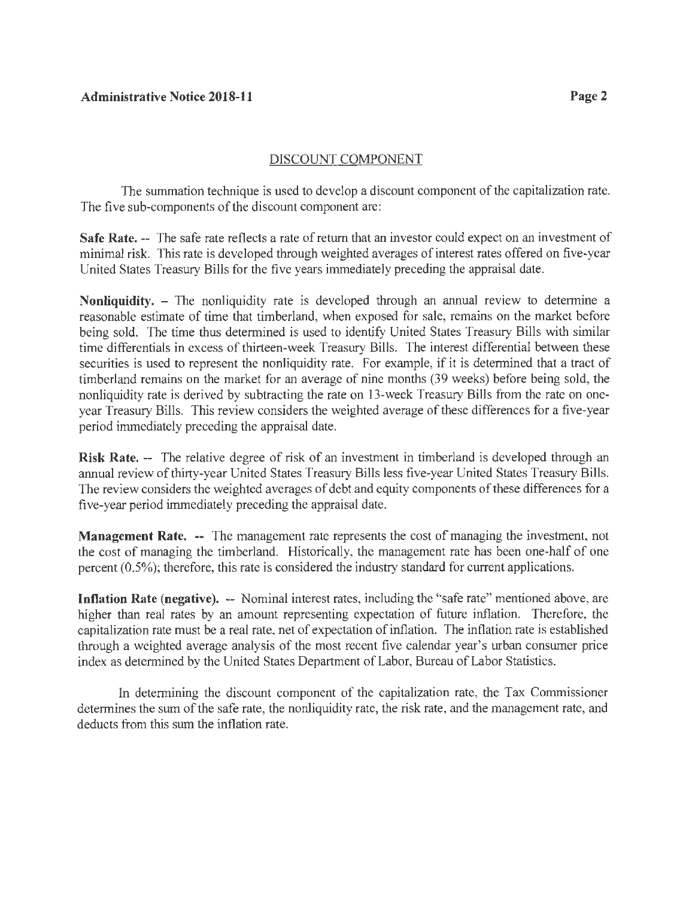## DISCOUNT COMPONENT

The summation technique is used to develop a discount component of the capitalization rate. The five sub-components of the discount component are:

**Safe Rate.** -- The safe rate reflects a rate of return that an investor could expect on an investment of minimal risk. This rate is developed through weighted averages of interest rates offered on five-year United States Treasury Bills for the five years immediately preceding the appraisal date.

**Nonliquidity.** – The nonliquidity rate is developed through an annual review to determine a reasonable estimate of time that timberland, when exposed for sale, remains on the market before being sold. The time thus determined is used to identify United States Treasury Bills with similar time differentials in excess of thirteen-week Treasury Bills. The interest differential between these securities is used to represent the nonliquidity rate. For example, if it is determined that a tract of timberland remains on the market for an average of nine months (39 weeks) before being sold, the nonliquidity rate is derived by subtracting the rate on 13-week Treasury Bills from the rate on one-year Treasury Bills. This review considers the weighted average of these differences for a five-year period immediately preceding the appraisal date.

**Risk Rate.** -- The relative degree of risk of an investment in timberland is developed through an annual review of thirty-year United States Treasury Bills less five-year United States Treasury Bills. The review considers the weighted averages of debt and equity components of these differences for a five-year period immediately preceding the appraisal date.

**Management Rate.** -- The management rate represents the cost of managing the investment, not the cost of managing the timberland. Historically, the management rate has been one-half of one percent (0.5%); therefore, this rate is considered the industry standard for current applications.

**Inflation Rate (negative).** -- Nominal interest rates, including the "safe rate" mentioned above, are higher than real rates by an amount representing expectation of future inflation. Therefore, the capitalization rate must be a real rate, net of expectation of inflation. The inflation rate is established through a weighted average analysis of the most recent five calendar year's urban consumer price index as determined by the United States Department of Labor, Bureau of Labor Statistics.

In determining the discount component of the capitalization rate, the Tax Commissioner determines the sum of the safe rate, the nonliquidity rate, the risk rate, and the management rate, and deducts from this sum the inflation rate.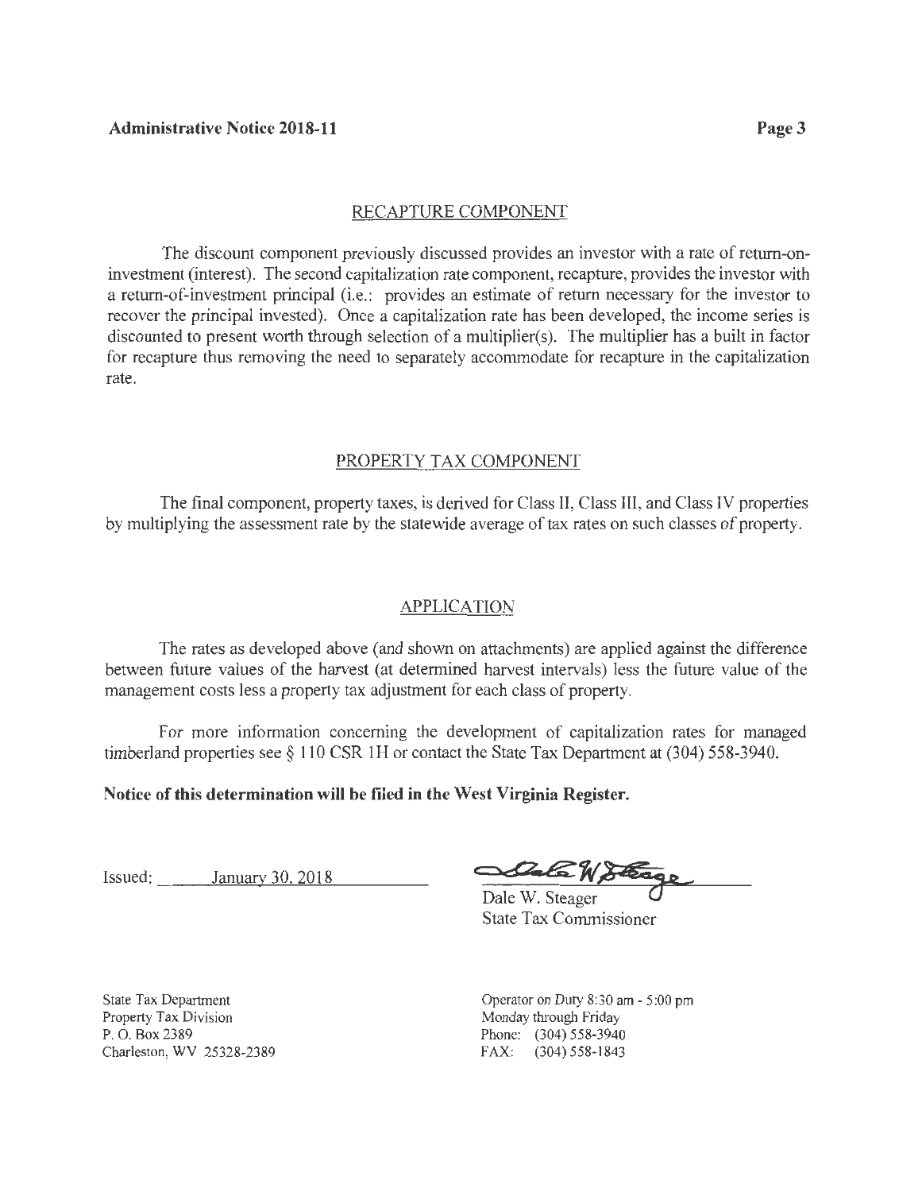## RECAPTURE COMPONENT

The discount component previously discussed provides an investor with a rate of return-on-investment (interest). The second capitalization rate component, recapture, provides the investor with a return-of-investment principal (i.e.: provides an estimate of return necessary for the investor to recover the principal invested). Once a capitalization rate has been developed, the income series is discounted to present worth through selection of a multiplier(s). The multiplier has a built in factor for recapture thus removing the need to separately accommodate for recapture in the capitalization rate.

## PROPERTY TAX COMPONENT

The final component, property taxes, is derived for Class II, Class III, and Class IV properties by multiplying the assessment rate by the statewide average of tax rates on such classes of property.

## APPLICATION

The rates as developed above (and shown on attachments) are applied against the difference between future values of the harvest (at determined harvest intervals) less the future value of the management costs less a property tax adjustment for each class of property.

For more information concerning the development of capitalization rates for managed timberland properties see § 110 CSR 1H or contact the State Tax Department at (304) 558-3940.

**Notice of this determination will be filed in the West Virginia Register.**

Issued: January 30, 2018

Dale W. Steager
State Tax Commissioner

State Tax Department
Property Tax Division
P. O. Box 2389
Charleston, WV 25328-2389

Operator on Duty 8:30 am - 5:00 pm
Monday through Friday
Phone: (304) 558-3940
FAX: (304) 558-1843